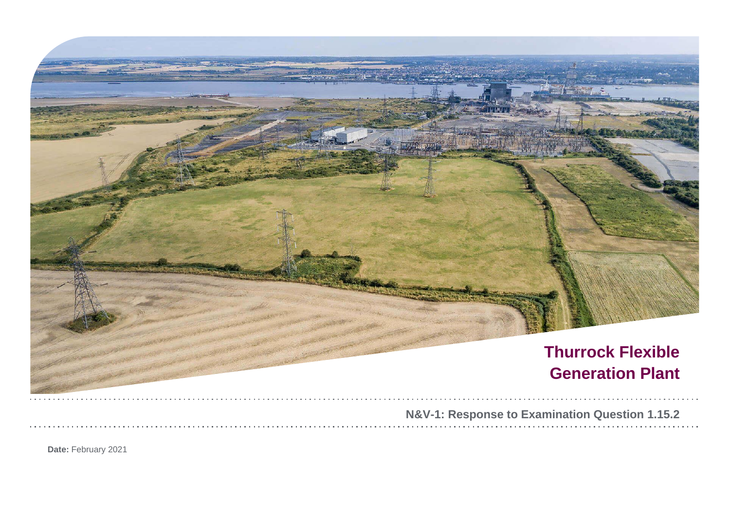# Thurrock Flexible Generation Plant

## N&V-1: Response to Examination Question 1.15.2

**Date:** February 2021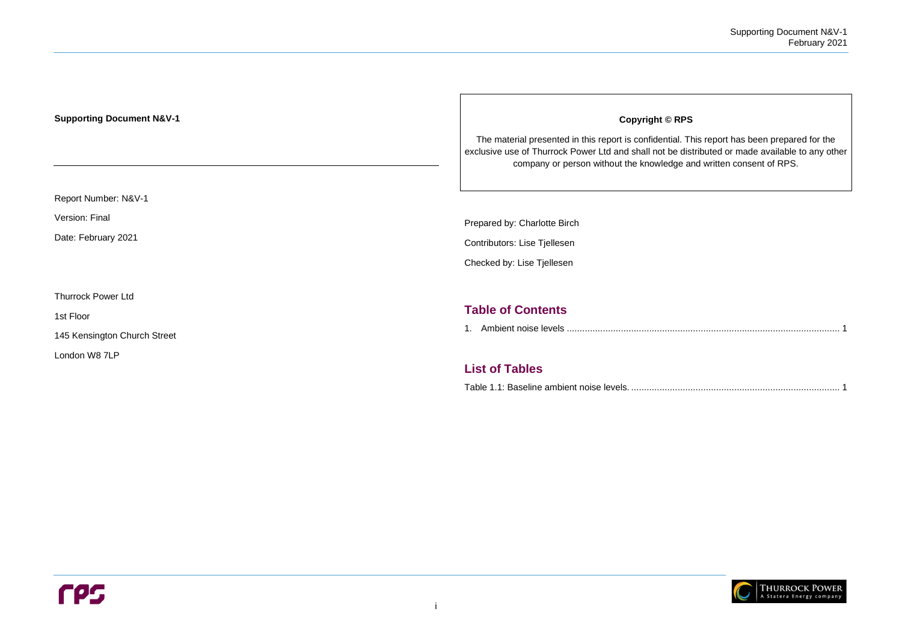**Supporting Document N&V-1**

Report Number: N&V-1

Version: Final

Date: February 2021

Thurrock Power Ltd

1st Floor

145 Kensington Church Street

London W8 7LP

**Copyright © RPS**

The material presented in this report is confidential. This report has been prepared for the exclusive use of Thurrock Power Ltd and shall not be distributed or made available to any other company or person without the knowledge and written consent of RPS.

Prepared by: Charlotte Birch

Contributors: Lise Tjellesen

Checked by: Lise Tjellesen

## Table of Contents

1. Ambient noise levels .......... 1

## List of Tables

Table 1.1: Baseline ambient noise levels. .......... 1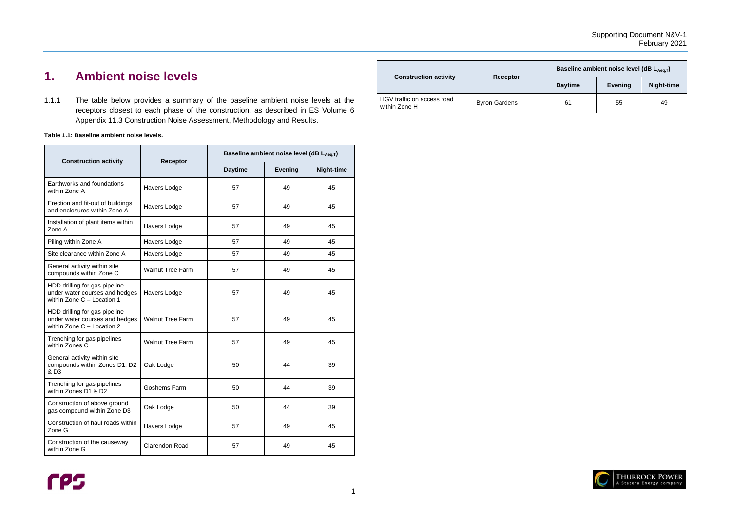# 1. Ambient noise levels

1.1.1 The table below provides a summary of the baseline ambient noise levels at the receptors closest to each phase of the construction, as described in ES Volume 6 Appendix 11.3 Construction Noise Assessment, Methodology and Results.

**Table 1.1: Baseline ambient noise levels.**

| Construction activity | Receptor | Baseline ambient noise level (dB $L_{Aeq,T}$) | | |
|---|---|---|---|---|
| | | Daytime | Evening | Night-time |
| Earthworks and foundations within Zone A | Havers Lodge | 57 | 49 | 45 |
| Erection and fit-out of buildings and enclosures within Zone A | Havers Lodge | 57 | 49 | 45 |
| Installation of plant items within Zone A | Havers Lodge | 57 | 49 | 45 |
| Piling within Zone A | Havers Lodge | 57 | 49 | 45 |
| Site clearance within Zone A | Havers Lodge | 57 | 49 | 45 |
| General activity within site compounds within Zone C | Walnut Tree Farm | 57 | 49 | 45 |
| HDD drilling for gas pipeline under water courses and hedges within Zone C – Location 1 | Havers Lodge | 57 | 49 | 45 |
| HDD drilling for gas pipeline under water courses and hedges within Zone C – Location 2 | Walnut Tree Farm | 57 | 49 | 45 |
| Trenching for gas pipelines within Zones C | Walnut Tree Farm | 57 | 49 | 45 |
| General activity within site compounds within Zones D1, D2 & D3 | Oak Lodge | 50 | 44 | 39 |
| Trenching for gas pipelines within Zones D1 & D2 | Goshems Farm | 50 | 44 | 39 |
| Construction of above ground gas compound within Zone D3 | Oak Lodge | 50 | 44 | 39 |
| Construction of haul roads within Zone G | Havers Lodge | 57 | 49 | 45 |
| Construction of the causeway within Zone G | Clarendon Road | 57 | 49 | 45 |
| HGV traffic on access road within Zone H | Byron Gardens | 61 | 55 | 49 |